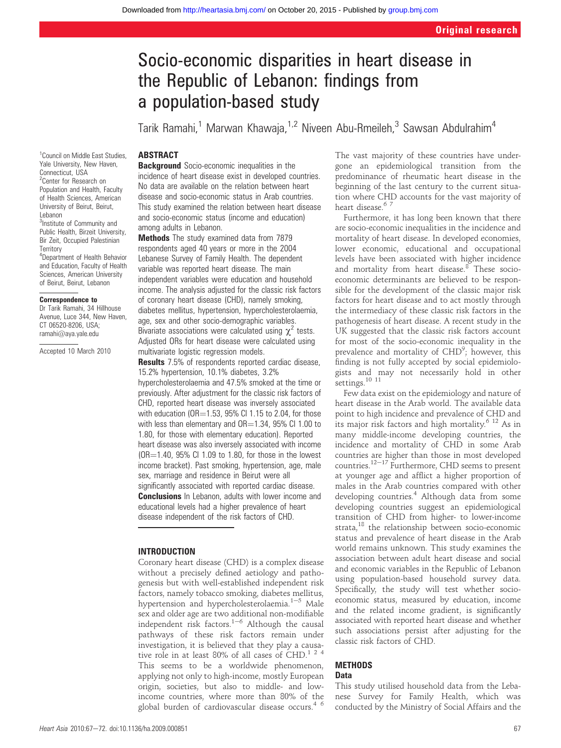Original research

# Socio-economic disparities in heart disease in the Republic of Lebanon: findings from a population-based study

Tarik Ramahi,[1] Marwan Khawaja,[1,2] Niveen Abu-Rmeileh,[3] Sawsan Abdulrahim[4]

[1]Council on Middle East Studies, Yale University, New Haven, Connecticut, USA
[2]Center for Research on Population and Health, Faculty of Health Sciences, American University of Beirut, Beirut, Lebanon
[3]Institute of Community and Public Health, Birzeit University, Bir Zeit, Occupied Palestinian Territory
[4]Department of Health Behavior and Education, Faculty of Health Sciences, American University of Beirut, Beirut, Lebanon

**Correspondence to**
Dr Tarik Ramahi, 34 Hillhouse Avenue, Luce 344, New Haven, CT 06520-8206, USA; ramahi@aya.yale.edu

Accepted 10 March 2010

## ABSTRACT

**Background** Socio-economic inequalities in the incidence of heart disease exist in developed countries. No data are available on the relation between heart disease and socio-economic status in Arab countries. This study examined the relation between heart disease and socio-economic status (income and education) among adults in Lebanon.

**Methods** The study examined data from 7879 respondents aged 40 years or more in the 2004 Lebanese Survey of Family Health. The dependent variable was reported heart disease. The main independent variables were education and household income. The analysis adjusted for the classic risk factors of coronary heart disease (CHD), namely smoking, diabetes mellitus, hypertension, hypercholesterolaemia, age, sex and other socio-demographic variables. Bivariate associations were calculated using $\chi^2$ tests. Adjusted ORs for heart disease were calculated using multivariate logistic regression models.

**Results** 7.5% of respondents reported cardiac disease, 15.2% hypertension, 10.1% diabetes, 3.2% hypercholesterolaemia and 47.5% smoked at the time or previously. After adjustment for the classic risk factors of CHD, reported heart disease was inversely associated with education (OR=1.53, 95% CI 1.15 to 2.04, for those with less than elementary and OR=1.34, 95% CI 1.00 to 1.80, for those with elementary education). Reported heart disease was also inversely associated with income (OR=1.40, 95% CI 1.09 to 1.80, for those in the lowest income bracket). Past smoking, hypertension, age, male sex, marriage and residence in Beirut were all significantly associated with reported cardiac disease.

**Conclusions** In Lebanon, adults with lower income and educational levels had a higher prevalence of heart disease independent of the risk factors of CHD.

## INTRODUCTION

Coronary heart disease (CHD) is a complex disease without a precisely defined aetiology and pathogenesis but with well-established independent risk factors, namely tobacco smoking, diabetes mellitus, hypertension and hypercholesterolaemia.[1–5] Male sex and older age are two additional non-modifiable independent risk factors.[1–6] Although the causal pathways of these risk factors remain under investigation, it is believed that they play a causative role in at least 80% of all cases of CHD.[1 2 4] This seems to be a worldwide phenomenon, applying not only to high-income, mostly European origin, societies, but also to middle- and low-income countries, where more than 80% of the global burden of cardiovascular disease occurs.[4 6] The vast majority of these countries have undergone an epidemiological transition from the predominance of rheumatic heart disease in the beginning of the last century to the current situation where CHD accounts for the vast majority of heart disease.[6 7]

Furthermore, it has long been known that there are socio-economic inequalities in the incidence and mortality of heart disease. In developed economies, lower economic, educational and occupational levels have been associated with higher incidence and mortality from heart disease.[8] These socio-economic determinants are believed to be responsible for the development of the classic major risk factors for heart disease and to act mostly through the intermediacy of these classic risk factors in the pathogenesis of heart disease. A recent study in the UK suggested that the classic risk factors account for most of the socio-economic inequality in the prevalence and mortality of CHD[9]; however, this finding is not fully accepted by social epidemiologists and may not necessarily hold in other settings.[10 11]

Few data exist on the epidemiology and nature of heart disease in the Arab world. The available data point to high incidence and prevalence of CHD and its major risk factors and high mortality.[6 12] As in many middle-income developing countries, the incidence and mortality of CHD in some Arab countries are higher than those in most developed countries.[12–17] Furthermore, CHD seems to present at younger age and afflict a higher proportion of males in the Arab countries compared with other developing countries.[4] Although data from some developing countries suggest an epidemiological transition of CHD from higher- to lower-income strata,[18] the relationship between socio-economic status and prevalence of heart disease in the Arab world remains unknown. This study examines the association between adult heart disease and social and economic variables in the Republic of Lebanon using population-based household survey data. Specifically, the study will test whether socio-economic status, measured by education, income and the related income gradient, is significantly associated with reported heart disease and whether such associations persist after adjusting for the classic risk factors of CHD.

## METHODS

### Data

This study utilised household data from the Lebanese Survey for Family Health, which was conducted by the Ministry of Social Affairs and the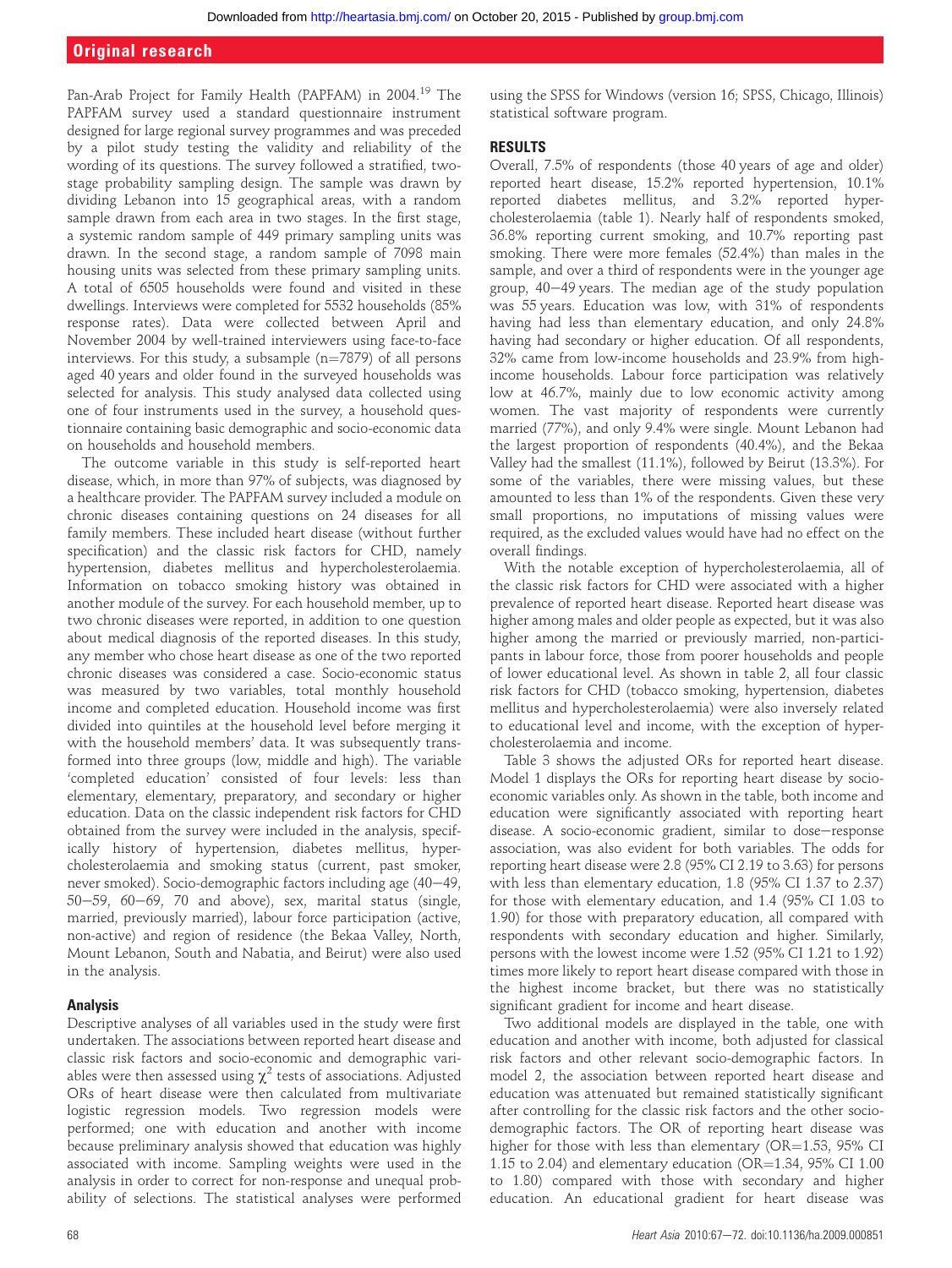Pan-Arab Project for Family Health (PAPFAM) in 2004.[19] The PAPFAM survey used a standard questionnaire instrument designed for large regional survey programmes and was preceded by a pilot study testing the validity and reliability of the wording of its questions. The survey followed a stratified, two-stage probability sampling design. The sample was drawn by dividing Lebanon into 15 geographical areas, with a random sample drawn from each area in two stages. In the first stage, a systemic random sample of 449 primary sampling units was drawn. In the second stage, a random sample of 7098 main housing units was selected from these primary sampling units. A total of 6505 households were found and visited in these dwellings. Interviews were completed for 5532 households (85% response rates). Data were collected between April and November 2004 by well-trained interviewers using face-to-face interviews. For this study, a subsample (n=7879) of all persons aged 40 years and older found in the surveyed households was selected for analysis. This study analysed data collected using one of four instruments used in the survey, a household questionnaire containing basic demographic and socio-economic data on households and household members.

The outcome variable in this study is self-reported heart disease, which, in more than 97% of subjects, was diagnosed by a healthcare provider. The PAPFAM survey included a module on chronic diseases containing questions on 24 diseases for all family members. These included heart disease (without further specification) and the classic risk factors for CHD, namely hypertension, diabetes mellitus and hypercholesterolaemia. Information on tobacco smoking history was obtained in another module of the survey. For each household member, up to two chronic diseases were reported, in addition to one question about medical diagnosis of the reported diseases. In this study, any member who chose heart disease as one of the two reported chronic diseases was considered a case. Socio-economic status was measured by two variables, total monthly household income and completed education. Household income was first divided into quintiles at the household level before merging it with the household members' data. It was subsequently transformed into three groups (low, middle and high). The variable 'completed education' consisted of four levels: less than elementary, elementary, preparatory, and secondary or higher education. Data on the classic independent risk factors for CHD obtained from the survey were included in the analysis, specifically history of hypertension, diabetes mellitus, hypercholesterolaemia and smoking status (current, past smoker, never smoked). Socio-demographic factors including age (40–49, 50–59, 60–69, 70 and above), sex, marital status (single, married, previously married), labour force participation (active, non-active) and region of residence (the Bekaa Valley, North, Mount Lebanon, South and Nabatia, and Beirut) were also used in the analysis.

## Analysis

Descriptive analyses of all variables used in the study were first undertaken. The associations between reported heart disease and classic risk factors and socio-economic and demographic variables were then assessed using $\chi^2$ tests of associations. Adjusted ORs of heart disease were then calculated from multivariate logistic regression models. Two regression models were performed; one with education and another with income because preliminary analysis showed that education was highly associated with income. Sampling weights were used in the analysis in order to correct for non-response and unequal probability of selections. The statistical analyses were performed using the SPSS for Windows (version 16; SPSS, Chicago, Illinois) statistical software program.

## RESULTS

Overall, 7.5% of respondents (those 40 years of age and older) reported heart disease, 15.2% reported hypertension, 10.1% reported diabetes mellitus, and 3.2% reported hypercholesterolaemia (table 1). Nearly half of respondents smoked, 36.8% reporting current smoking, and 10.7% reporting past smoking. There were more females (52.4%) than males in the sample, and over a third of respondents were in the younger age group, 40–49 years. The median age of the study population was 55 years. Education was low, with 31% of respondents having had less than elementary education, and only 24.8% having had secondary or higher education. Of all respondents, 32% came from low-income households and 23.9% from high-income households. Labour force participation was relatively low at 46.7%, mainly due to low economic activity among women. The vast majority of respondents were currently married (77%), and only 9.4% were single. Mount Lebanon had the largest proportion of respondents (40.4%), and the Bekaa Valley had the smallest (11.1%), followed by Beirut (13.3%). For some of the variables, there were missing values, but these amounted to less than 1% of the respondents. Given these very small proportions, no imputations of missing values were required, as the excluded values would have had no effect on the overall findings.

With the notable exception of hypercholesterolaemia, all of the classic risk factors for CHD were associated with a higher prevalence of reported heart disease. Reported heart disease was higher among males and older people as expected, but it was also higher among the married or previously married, non-participants in labour force, those from poorer households and people of lower educational level. As shown in table 2, all four classic risk factors for CHD (tobacco smoking, hypertension, diabetes mellitus and hypercholesterolaemia) were also inversely related to educational level and income, with the exception of hypercholesterolaemia and income.

Table 3 shows the adjusted ORs for reported heart disease. Model 1 displays the ORs for reporting heart disease by socio-economic variables only. As shown in the table, both income and education were significantly associated with reporting heart disease. A socio-economic gradient, similar to dose–response association, was also evident for both variables. The odds for reporting heart disease were 2.8 (95% CI 2.19 to 3.63) for persons with less than elementary education, 1.8 (95% CI 1.37 to 2.37) for those with elementary education, and 1.4 (95% CI 1.03 to 1.90) for those with preparatory education, all compared with respondents with secondary education and higher. Similarly, persons with the lowest income were 1.52 (95% CI 1.21 to 1.92) times more likely to report heart disease compared with those in the highest income bracket, but there was no statistically significant gradient for income and heart disease.

Two additional models are displayed in the table, one with education and another with income, both adjusted for classical risk factors and other relevant socio-demographic factors. In model 2, the association between reported heart disease and education was attenuated but remained statistically significant after controlling for the classic risk factors and the other socio-demographic factors. The OR of reporting heart disease was higher for those with less than elementary (OR=1.53, 95% CI 1.15 to 2.04) and elementary education (OR=1.34, 95% CI 1.00 to 1.80) compared with those with secondary and higher education. An educational gradient for heart disease was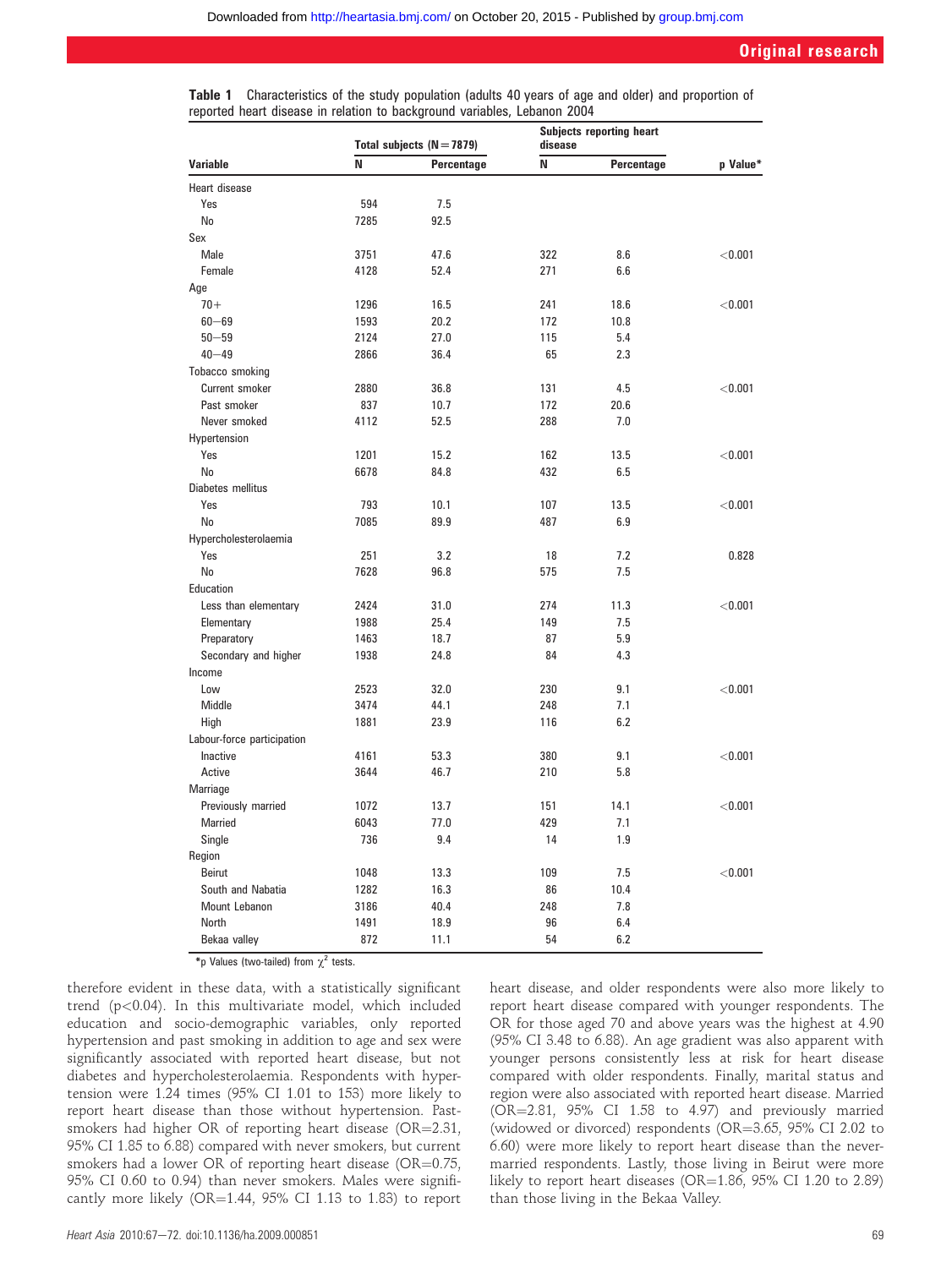**Table 1** Characteristics of the study population (adults 40 years of age and older) and proportion of reported heart disease in relation to background variables, Lebanon 2004

| Variable | Total subjects (N=7879) | | Subjects reporting heart disease | | p Value* |
|---|---|---|---|---|---|
| | N | Percentage | N | Percentage | |
| Heart disease | | | | | |
| Yes | 594 | 7.5 | | | |
| No | 7285 | 92.5 | | | |
| Sex | | | | | |
| Male | 3751 | 47.6 | 322 | 8.6 | <0.001 |
| Female | 4128 | 52.4 | 271 | 6.6 | |
| Age | | | | | |
| 70+ | 1296 | 16.5 | 241 | 18.6 | <0.001 |
| 60–69 | 1593 | 20.2 | 172 | 10.8 | |
| 50–59 | 2124 | 27.0 | 115 | 5.4 | |
| 40–49 | 2866 | 36.4 | 65 | 2.3 | |
| Tobacco smoking | | | | | |
| Current smoker | 2880 | 36.8 | 131 | 4.5 | <0.001 |
| Past smoker | 837 | 10.7 | 172 | 20.6 | |
| Never smoked | 4112 | 52.5 | 288 | 7.0 | |
| Hypertension | | | | | |
| Yes | 1201 | 15.2 | 162 | 13.5 | <0.001 |
| No | 6678 | 84.8 | 432 | 6.5 | |
| Diabetes mellitus | | | | | |
| Yes | 793 | 10.1 | 107 | 13.5 | <0.001 |
| No | 7085 | 89.9 | 487 | 6.9 | |
| Hypercholesterolaemia | | | | | |
| Yes | 251 | 3.2 | 18 | 7.2 | 0.828 |
| No | 7628 | 96.8 | 575 | 7.5 | |
| Education | | | | | |
| Less than elementary | 2424 | 31.0 | 274 | 11.3 | <0.001 |
| Elementary | 1988 | 25.4 | 149 | 7.5 | |
| Preparatory | 1463 | 18.7 | 87 | 5.9 | |
| Secondary and higher | 1938 | 24.8 | 84 | 4.3 | |
| Income | | | | | |
| Low | 2523 | 32.0 | 230 | 9.1 | <0.001 |
| Middle | 3474 | 44.1 | 248 | 7.1 | |
| High | 1881 | 23.9 | 116 | 6.2 | |
| Labour-force participation | | | | | |
| Inactive | 4161 | 53.3 | 380 | 9.1 | <0.001 |
| Active | 3644 | 46.7 | 210 | 5.8 | |
| Marriage | | | | | |
| Previously married | 1072 | 13.7 | 151 | 14.1 | <0.001 |
| Married | 6043 | 77.0 | 429 | 7.1 | |
| Single | 736 | 9.4 | 14 | 1.9 | |
| Region | | | | | |
| Beirut | 1048 | 13.3 | 109 | 7.5 | <0.001 |
| South and Nabatia | 1282 | 16.3 | 86 | 10.4 | |
| Mount Lebanon | 3186 | 40.4 | 248 | 7.8 | |
| North | 1491 | 18.9 | 96 | 6.4 | |
| Bekaa valley | 872 | 11.1 | 54 | 6.2 | |

*p Values (two-tailed) from $\chi^2$ tests.

therefore evident in these data, with a statistically significant trend ($p<0.04$). In this multivariate model, which included education and socio-demographic variables, only reported hypertension and past smoking in addition to age and sex were significantly associated with reported heart disease, but not diabetes and hypercholesterolaemia. Respondents with hypertension were 1.24 times (95% CI 1.01 to 153) more likely to report heart disease than those without hypertension. Past-smokers had higher OR of reporting heart disease (OR=2.31, 95% CI 1.85 to 6.88) compared with never smokers, but current smokers had a lower OR of reporting heart disease (OR=0.75, 95% CI 0.60 to 0.94) than never smokers. Males were significantly more likely (OR=1.44, 95% CI 1.13 to 1.83) to report heart disease, and older respondents were also more likely to report heart disease compared with younger respondents. The OR for those aged 70 and above years was the highest at 4.90 (95% CI 3.48 to 6.88). An age gradient was also apparent with younger persons consistently less at risk for heart disease compared with older respondents. Finally, marital status and region were also associated with reported heart disease. Married (OR=2.81, 95% CI 1.58 to 4.97) and previously married (widowed or divorced) respondents (OR=3.65, 95% CI 2.02 to 6.60) were more likely to report heart disease than the never-married respondents. Lastly, those living in Beirut were more likely to report heart diseases (OR=1.86, 95% CI 1.20 to 2.89) than those living in the Bekaa Valley.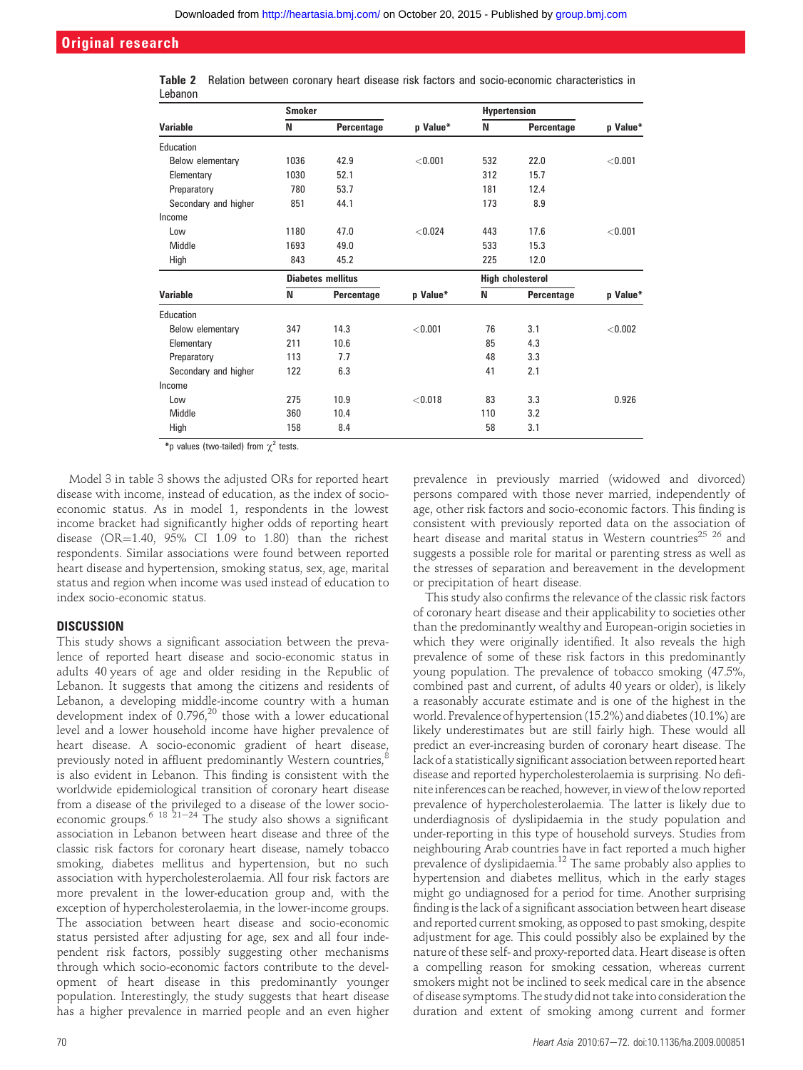**Table 2** Relation between coronary heart disease risk factors and socio-economic characteristics in Lebanon

| Variable | Smoker | | | Hypertension | | |
|---|---|---|---|---|---|---|
| | N | Percentage | p Value* | N | Percentage | p Value* |
| Education | | | | | | |
| Below elementary | 1036 | 42.9 | <0.001 | 532 | 22.0 | <0.001 |
| Elementary | 1030 | 52.1 | | 312 | 15.7 | |
| Preparatory | 780 | 53.7 | | 181 | 12.4 | |
| Secondary and higher | 851 | 44.1 | | 173 | 8.9 | |
| Income | | | | | | |
| Low | 1180 | 47.0 | <0.024 | 443 | 17.6 | <0.001 |
| Middle | 1693 | 49.0 | | 533 | 15.3 | |
| High | 843 | 45.2 | | 225 | 12.0 | |
| | **Diabetes mellitus** | | | **High cholesterol** | | |
| **Variable** | **N** | **Percentage** | **p Value*** | **N** | **Percentage** | **p Value*** |
| Education | | | | | | |
| Below elementary | 347 | 14.3 | <0.001 | 76 | 3.1 | <0.002 |
| Elementary | 211 | 10.6 | | 85 | 4.3 | |
| Preparatory | 113 | 7.7 | | 48 | 3.3 | |
| Secondary and higher | 122 | 6.3 | | 41 | 2.1 | |
| Income | | | | | | |
| Low | 275 | 10.9 | <0.018 | 83 | 3.3 | 0.926 |
| Middle | 360 | 10.4 | | 110 | 3.2 | |
| High | 158 | 8.4 | | 58 | 3.1 | |

*p values (two-tailed) from $\chi^2$ tests.

Model 3 in table 3 shows the adjusted ORs for reported heart disease with income, instead of education, as the index of socio-economic status. As in model 1, respondents in the lowest income bracket had significantly higher odds of reporting heart disease (OR=1.40, 95% CI 1.09 to 1.80) than the richest respondents. Similar associations were found between reported heart disease and hypertension, smoking status, sex, age, marital status and region when income was used instead of education to index socio-economic status.

## DISCUSSION

This study shows a significant association between the prevalence of reported heart disease and socio-economic status in adults 40 years of age and older residing in the Republic of Lebanon. It suggests that among the citizens and residents of Lebanon, a developing middle-income country with a human development index of 0.796,[20] those with a lower educational level and a lower household income have higher prevalence of heart disease. A socio-economic gradient of heart disease, previously noted in affluent predominantly Western countries,[8] is also evident in Lebanon. This finding is consistent with the worldwide epidemiological transition of coronary heart disease from a disease of the privileged to a disease of the lower socio-economic groups.[6 18 21–24] The study also shows a significant association in Lebanon between heart disease and three of the classic risk factors for coronary heart disease, namely tobacco smoking, diabetes mellitus and hypertension, but no such association with hypercholesterolaemia. All four risk factors are more prevalent in the lower-education group and, with the exception of hypercholesterolaemia, in the lower-income groups. The association between heart disease and socio-economic status persisted after adjusting for age, sex and all four independent risk factors, possibly suggesting other mechanisms through which socio-economic factors contribute to the development of heart disease in this predominantly younger population. Interestingly, the study suggests that heart disease has a higher prevalence in married people and an even higher prevalence in previously married (widowed and divorced) persons compared with those never married, independently of age, other risk factors and socio-economic factors. This finding is consistent with previously reported data on the association of heart disease and marital status in Western countries[25 26] and suggests a possible role for marital or parenting stress as well as the stresses of separation and bereavement in the development or precipitation of heart disease.

This study also confirms the relevance of the classic risk factors of coronary heart disease and their applicability to societies other than the predominantly wealthy and European-origin societies in which they were originally identified. It also reveals the high prevalence of some of these risk factors in this predominantly young population. The prevalence of tobacco smoking (47.5%, combined past and current, of adults 40 years or older), is likely a reasonably accurate estimate and is one of the highest in the world. Prevalence of hypertension (15.2%) and diabetes (10.1%) are likely underestimates but are still fairly high. These would all predict an ever-increasing burden of coronary heart disease. The lack of a statistically significant association between reported heart disease and reported hypercholesterolaemia is surprising. No definite inferences can be reached, however, in view of the low reported prevalence of hypercholesterolaemia. The latter is likely due to underdiagnosis of dyslipidaemia in the study population and under-reporting in this type of household surveys. Studies from neighbouring Arab countries have in fact reported a much higher prevalence of dyslipidaemia.[12] The same probably also applies to hypertension and diabetes mellitus, which in the early stages might go undiagnosed for a period for time. Another surprising finding is the lack of a significant association between heart disease and reported current smoking, as opposed to past smoking, despite adjustment for age. This could possibly also be explained by the nature of these self- and proxy-reported data. Heart disease is often a compelling reason for smoking cessation, whereas current smokers might not be inclined to seek medical care in the absence of disease symptoms. The study did not take into consideration the duration and extent of smoking among current and former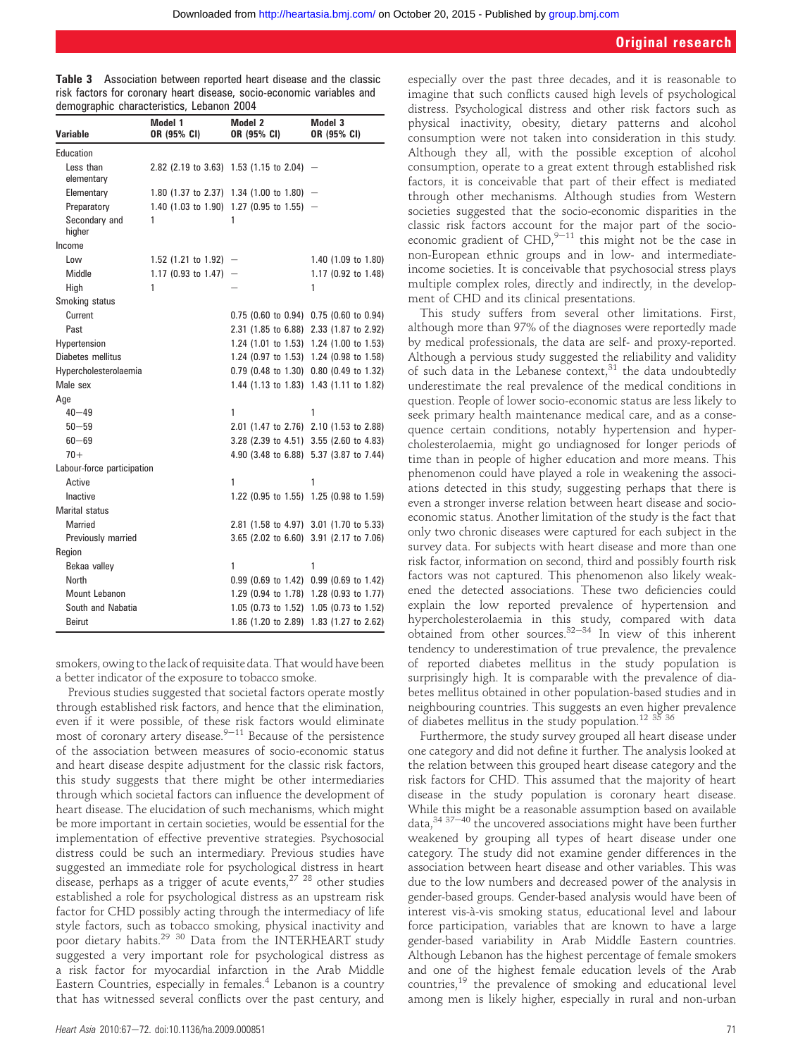**Table 3** Association between reported heart disease and the classic risk factors for coronary heart disease, socio-economic variables and demographic characteristics, Lebanon 2004

| Variable | Model 1 OR (95% CI) | Model 2 OR (95% CI) | Model 3 OR (95% CI) |
|---|---|---|---|
| Education | | | |
| Less than elementary | 2.82 (2.19 to 3.63) | 1.53 (1.15 to 2.04) | – |
| Elementary | 1.80 (1.37 to 2.37) | 1.34 (1.00 to 1.80) | – |
| Preparatory | 1.40 (1.03 to 1.90) | 1.27 (0.95 to 1.55) | – |
| Secondary and higher | 1 | 1 | |
| Income | | | |
| Low | 1.52 (1.21 to 1.92) | – | 1.40 (1.09 to 1.80) |
| Middle | 1.17 (0.93 to 1.47) | – | 1.17 (0.92 to 1.48) |
| High | 1 | – | 1 |
| Smoking status | | | |
| Current | | 0.75 (0.60 to 0.94) | 0.75 (0.60 to 0.94) |
| Past | | 2.31 (1.85 to 6.88) | 2.33 (1.87 to 2.92) |
| Hypertension | | 1.24 (1.01 to 1.53) | 1.24 (1.00 to 1.53) |
| Diabetes mellitus | | 1.24 (0.97 to 1.53) | 1.24 (0.98 to 1.58) |
| Hypercholesterolaemia | | 0.79 (0.48 to 1.30) | 0.80 (0.49 to 1.32) |
| Male sex | | 1.44 (1.13 to 1.83) | 1.43 (1.11 to 1.82) |
| Age | | | |
| 40–49 | | 1 | 1 |
| 50–59 | | 2.01 (1.47 to 2.76) | 2.10 (1.53 to 2.88) |
| 60–69 | | 3.28 (2.39 to 4.51) | 3.55 (2.60 to 4.83) |
| 70+ | | 4.90 (3.48 to 6.88) | 5.37 (3.87 to 7.44) |
| Labour-force participation | | | |
| Active | | 1 | 1 |
| Inactive | | 1.22 (0.95 to 1.55) | 1.25 (0.98 to 1.59) |
| Marital status | | | |
| Married | | 2.81 (1.58 to 4.97) | 3.01 (1.70 to 5.33) |
| Previously married | | 3.65 (2.02 to 6.60) | 3.91 (2.17 to 7.06) |
| Region | | | |
| Bekaa valley | | 1 | 1 |
| North | | 0.99 (0.69 to 1.42) | 0.99 (0.69 to 1.42) |
| Mount Lebanon | | 1.29 (0.94 to 1.78) | 1.28 (0.93 to 1.77) |
| South and Nabatia | | 1.05 (0.73 to 1.52) | 1.05 (0.73 to 1.52) |
| Beirut | | 1.86 (1.20 to 2.89) | 1.83 (1.27 to 2.62) |

smokers, owing to the lack of requisite data. That would have been a better indicator of the exposure to tobacco smoke.

Previous studies suggested that societal factors operate mostly through established risk factors, and hence that the elimination, even if it were possible, of these risk factors would eliminate most of coronary artery disease.[9–11] Because of the persistence of the association between measures of socio-economic status and heart disease despite adjustment for the classic risk factors, this study suggests that there might be other intermediaries through which societal factors can influence the development of heart disease. The elucidation of such mechanisms, which might be more important in certain societies, would be essential for the implementation of effective preventive strategies. Psychosocial distress could be such an intermediary. Previous studies have suggested an immediate role for psychological distress in heart disease, perhaps as a trigger of acute events,[27 28] other studies established a role for psychological distress as an upstream risk factor for CHD possibly acting through the intermediacy of life style factors, such as tobacco smoking, physical inactivity and poor dietary habits.[29 30] Data from the INTERHEART study suggested a very important role for psychological distress as a risk factor for myocardial infarction in the Arab Middle Eastern Countries, especially in females.[4] Lebanon is a country that has witnessed several conflicts over the past century, and especially over the past three decades, and it is reasonable to imagine that such conflicts caused high levels of psychological distress. Psychological distress and other risk factors such as physical inactivity, obesity, dietary patterns and alcohol consumption were not taken into consideration in this study. Although they all, with the possible exception of alcohol consumption, operate to a great extent through established risk factors, it is conceivable that part of their effect is mediated through other mechanisms. Although studies from Western societies suggested that the socio-economic disparities in the classic risk factors account for the major part of the socio-economic gradient of CHD,[9–11] this might not be the case in non-European ethnic groups and in low- and intermediate-income societies. It is conceivable that psychosocial stress plays multiple complex roles, directly and indirectly, in the development of CHD and its clinical presentations.

This study suffers from several other limitations. First, although more than 97% of the diagnoses were reportedly made by medical professionals, the data are self- and proxy-reported. Although a pevious study suggested the reliability and validity of such data in the Lebanese context,[31] the data undoubtedly underestimate the real prevalence of the medical conditions in question. People of lower socio-economic status are less likely to seek primary health maintenance medical care, and as a consequence certain conditions, notably hypertension and hypercholesterolaemia, might go undiagnosed for longer periods of time than in people of higher education and more means. This phenomenon could have played a role in weakening the associations detected in this study, suggesting perhaps that there is even a stronger inverse relation between heart disease and socio-economic status. Another limitation of the study is the fact that only two chronic diseases were captured for each subject in the survey data. For subjects with heart disease and more than one risk factor, information on second, third and possibly fourth risk factors was not captured. This phenomenon also likely weakened the detected associations. These two deficiencies could explain the low reported prevalence of hypertension and hypercholesterolaemia in this study, compared with data obtained from other sources.[32–34] In view of this inherent tendency to underestimation of true prevalence, the prevalence of reported diabetes mellitus in the study population is surprisingly high. It is comparable with the prevalence of diabetes mellitus obtained in other population-based studies and in neighbouring countries. This suggests an even higher prevalence of diabetes mellitus in the study population.[12 35 36]

Furthermore, the study survey grouped all heart disease under one category and did not define it further. The analysis looked at the relation between this grouped heart disease category and the risk factors for CHD. This assumed that the majority of heart disease in the study population is coronary heart disease. While this might be a reasonable assumption based on available data,[34 37–40] the uncovered associations might have been further weakened by grouping all types of heart disease under one category. The study did not examine gender differences in the association between heart disease and other variables. This was due to the low numbers and decreased power of the analysis in gender-based groups. Gender-based analysis would have been of interest vis-à-vis smoking status, educational level and labour force participation, variables that are known to have a large gender-based variability in Arab Middle Eastern countries. Although Lebanon has the highest percentage of female smokers and one of the highest female education levels of the Arab countries,[19] the prevalence of smoking and educational level among men is likely higher, especially in rural and non-urban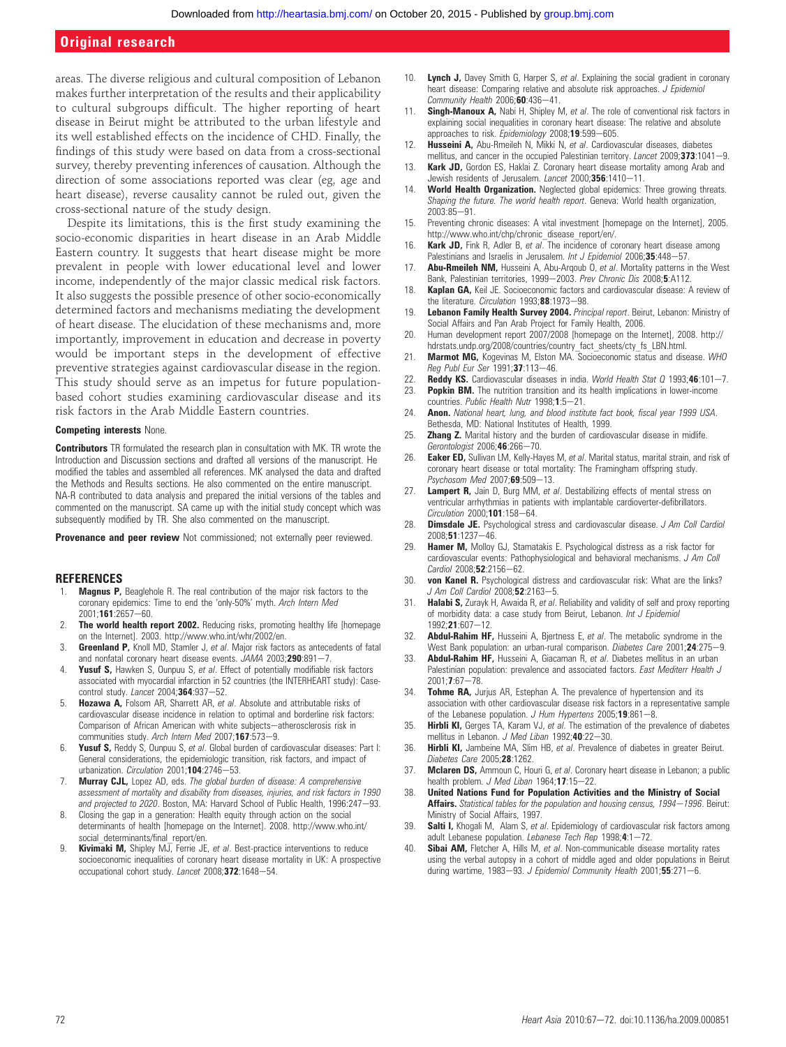areas. The diverse religious and cultural composition of Lebanon makes further interpretation of the results and their applicability to cultural subgroups difficult. The higher reporting of heart disease in Beirut might be attributed to the urban lifestyle and its well established effects on the incidence of CHD. Finally, the findings of this study were based on data from a cross-sectional survey, thereby preventing inferences of causation. Although the direction of some associations reported was clear (eg, age and heart disease), reverse causality cannot be ruled out, given the cross-sectional nature of the study design.

Despite its limitations, this is the first study examining the socio-economic disparities in heart disease in an Arab Middle Eastern country. It suggests that heart disease might be more prevalent in people with lower educational level and lower income, independently of the major classic medical risk factors. It also suggests the possible presence of other socio-economically determined factors and mechanisms mediating the development of heart disease. The elucidation of these mechanisms and, more importantly, improvement in education and decrease in poverty would be important steps in the development of effective preventive strategies against cardiovascular disease in the region. This study should serve as an impetus for future population-based cohort studies examining cardiovascular disease and its risk factors in the Arab Middle Eastern countries.

**Competing interests** None.

**Contributors** TR formulated the research plan in consultation with MK. TR wrote the Introduction and Discussion sections and drafted all versions of the manuscript. He modified the tables and assembled all references. MK analysed the data and drafted the Methods and Results sections. He also commented on the entire manuscript. NA-R contributed to data analysis and prepared the initial versions of the tables and commented on the manuscript. SA came up with the initial study concept which was subsequently modified by TR. She also commented on the manuscript.

**Provenance and peer review** Not commissioned; not externally peer reviewed.

## REFERENCES

1. **Magnus P,** Beaglehole R. The real contribution of the major risk factors to the coronary epidemics: Time to end the 'only-50%' myth. *Arch Intern Med* 2001;**161**:2657—60.
2. **The world health report 2002.** Reducing risks, promoting healthy life [homepage on the Internet]. 2003. http://www.who.int/whr/2002/en.
3. **Greenland P,** Knoll MD, Stamler J, *et al*. Major risk factors as antecedents of fatal and nonfatal coronary heart disease events. *JAMA* 2003;**290**:891—7.
4. **Yusuf S,** Hawken S, Ounpuu S, *et al*. Effect of potentially modifiable risk factors associated with myocardial infarction in 52 countries (the INTERHEART study): Case-control study. *Lancet* 2004;**364**:937—52.
5. **Hozawa A,** Folsom AR, Sharrett AR, *et al*. Absolute and attributable risks of cardiovascular disease incidence in relation to optimal and borderline risk factors: Comparison of African American with white subjects—atherosclerosis risk in communities study. *Arch Intern Med* 2007;**167**:573—9.
6. **Yusuf S,** Reddy S, Ounpuu S, *et al*. Global burden of cardiovascular diseases: Part I: General considerations, the epidemiologic transition, risk factors, and impact of urbanization. *Circulation* 2001;**104**:2746—53.
7. **Murray CJL,** Lopez AD, eds. *The global burden of disease: A comprehensive assessment of mortality and disability from diseases, injuries, and risk factors in 1990 and projected to 2020*. Boston, MA: Harvard School of Public Health, 1996:247—93.
8. Closing the gap in a generation: Health equity through action on the social determinants of health [homepage on the Internet]. 2008. http://www.who.int/social_determinants/final_report/en.
9. **Kivimäki M,** Shipley MJ, Ferrie JE, *et al*. Best-practice interventions to reduce socioeconomic inequalities of coronary heart disease mortality in UK: A prospective occupational cohort study. *Lancet* 2008;**372**:1648—54.
10. **Lynch J,** Davey Smith G, Harper S, *et al*. Explaining the social gradient in coronary heart disease: Comparing relative and absolute risk approaches. *J Epidemiol Community Health* 2006;**60**:436—41.
11. **Singh-Manoux A,** Nabi H, Shipley M, *et al*. The role of conventional risk factors in explaining social inequalities in coronary heart disease: The relative and absolute approaches to risk. *Epidemiology* 2008;**19**:599—605.
12. **Husseini A,** Abu-Rmeileh N, Mikki N, *et al*. Cardiovascular diseases, diabetes mellitus, and cancer in the occupied Palestinian territory. *Lancet* 2009;**373**:1041—9.
13. **Kark JD,** Gordon ES, Haklai Z. Coronary heart disease mortality among Arab and Jewish residents of Jerusalem. *Lancet* 2000;**356**:1410—11.
14. **World Health Organization.** Neglected global epidemics: Three growing threats. *Shaping the future. The world health report*. Geneva: World health organization, 2003:85—91.
15. Preventing chronic diseases: A vital investment [homepage on the Internet], 2005. http://www.who.int/chp/chronic_disease_report/en/.
16. **Kark JD,** Fink R, Adler B, *et al*. The incidence of coronary heart disease among Palestinians and Israelis in Jerusalem. *Int J Epidemiol* 2006;**35**:448—57.
17. **Abu-Rmeileh NM,** Husseini A, Abu-Arqoub O, *et al*. Mortality patterns in the West Bank, Palestinian territories, 1999—2003. *Prev Chronic Dis* 2008;**5**:A112.
18. **Kaplan GA,** Keil JE. Socioeconomic factors and cardiovascular disease: A review of the literature. *Circulation* 1993;**88**:1973—98.
19. **Lebanon Family Health Survey 2004.** *Principal report*. Beirut, Lebanon: Ministry of Social Affairs and Pan Arab Project for Family Health, 2006.
20. Human development report 2007/2008 [homepage on the Internet], 2008. http://hdrstats.undp.org/2008/countries/country_fact_sheets/cty_fs_LBN.html.
21. **Marmot MG,** Kogevinas M, Elston MA. Socioeconomic status and disease. *WHO Reg Publ Eur Ser* 1991;**37**:113—46.
22. **Reddy KS.** Cardiovascular diseases in india. *World Health Stat Q* 1993;**46**:101—7.
23. **Popkin BM.** The nutrition transition and its health implications in lower-income countries. *Public Health Nutr* 1998;**1**:5—21.
24. **Anon.** *National heart, lung, and blood institute fact book, fiscal year 1999 USA*. Bethesda, MD: National Institutes of Health, 1999.
25. **Zhang Z.** Marital history and the burden of cardiovascular disease in midlife. *Gerontologist* 2006;**46**:266—70.
26. **Eaker ED,** Sullivan LM, Kelly-Hayes M, *et al*. Marital status, marital strain, and risk of coronary heart disease or total mortality: The Framingham offspring study. *Psychosom Med* 2007;**69**:509—13.
27. **Lampert R,** Jain D, Burg MM, *et al*. Destabilizing effects of mental stress on ventricular arrhythmias in patients with implantable cardioverter-defibrillators. *Circulation* 2000;**101**:158—64.
28. **Dimsdale JE.** Psychological stress and cardiovascular disease. *J Am Coll Cardiol* 2008;**51**:1237—46.
29. **Hamer M,** Molloy GJ, Stamatakis E. Psychological distress as a risk factor for cardiovascular events: Pathophysiological and behavioral mechanisms. *J Am Coll Cardiol* 2008;**52**:2156—62.
30. **von Kanel R.** Psychological distress and cardiovascular risk: What are the links? *J Am Coll Cardiol* 2008;**52**:2163—5.
31. **Halabi S,** Zurayk H, Awaida R, *et al*. Reliability and validity of self and proxy reporting of morbidity data: a case study from Beirut, Lebanon. *Int J Epidemiol* 1992;**21**:607—12.
32. **Abdul-Rahim HF,** Husseini A, Bjertness E, *et al*. The metabolic syndrome in the West Bank population: an urban-rural comparison. *Diabetes Care* 2001;**24**:275—9.
33. **Abdul-Rahim HF,** Husseini A, Giacaman R, *et al*. Diabetes mellitus in an urban Palestinian population: prevalence and associated factors. *East Mediterr Health J* 2001;**7**:67—78.
34. **Tohme RA,** Jurjus AR, Estephan A. The prevalence of hypertension and its association with other cardiovascular disease risk factors in a representative sample of the Lebanese population. *J Hum Hypertens* 2005;**19**:861—8.
35. **Hirbli KI,** Gerges TA, Karam VJ, *et al*. The estimation of the prevalence of diabetes mellitus in Lebanon. *J Med Liban* 1992;**40**:22—30.
36. **Hirbli KI,** Jambeine MA, Slim HB, *et al*. Prevalence of diabetes in greater Beirut. *Diabetes Care* 2005;**28**:1262.
37. **Mclaren DS,** Ammoun C, Houri G, *et al*. Coronary heart disease in Lebanon; a public health problem. *J Med Liban* 1964;**17**:15—22.
38. **United Nations Fund for Population Activities and the Ministry of Social Affairs.** *Statistical tables for the population and housing census, 1994—1996*. Beirut: Ministry of Social Affairs, 1997.
39. **Salti I,** Khogali M, Alam S, *et al*. Epidemiology of cardiovascular risk factors among adult Lebanese population. *Lebanese Tech Rep* 1998;**4**:1—72.
40. **Sibai AM,** Fletcher A, Hills M, *et al*. Non-communicable disease mortality rates using the verbal autopsy in a cohort of middle aged and older populations in Beirut during wartime, 1983—93. *J Epidemiol Community Health* 2001;**55**:271—6.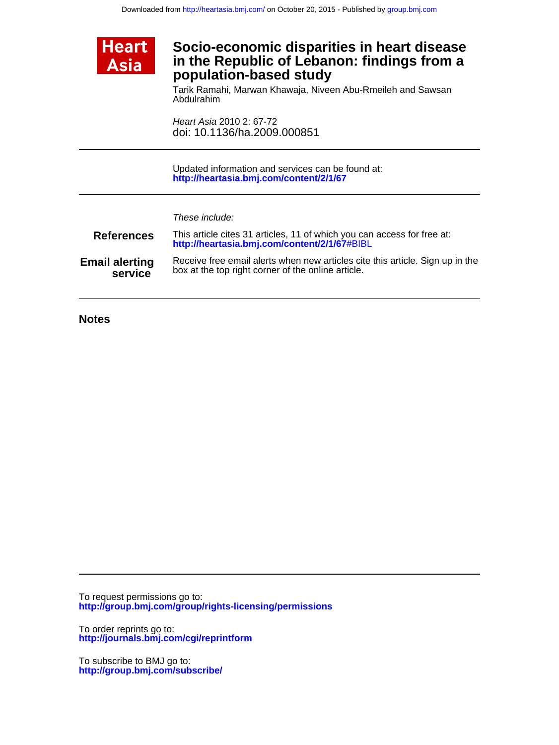Heart Asia

# Socio-economic disparities in heart disease in the Republic of Lebanon: findings from a population-based study

Tarik Ramahi, Marwan Khawaja, Niveen Abu-Rmeileh and Sawsan Abdulrahim

*Heart Asia* 2010 2: 67-72
doi: 10.1136/ha.2009.000851

Updated information and services can be found at:
**http://heartasia.bmj.com/content/2/1/67**

*These include:*

**References**

This article cites 31 articles, 11 of which you can access for free at:
**http://heartasia.bmj.com/content/2/1/67**#BIBL

**Email alerting service**

Receive free email alerts when new articles cite this article. Sign up in the box at the top right corner of the online article.

## Notes

To request permissions go to:
**http://group.bmj.com/group/rights-licensing/permissions**

To order reprints go to:
**http://journals.bmj.com/cgi/reprintform**

To subscribe to BMJ go to:
**http://group.bmj.com/subscribe/**